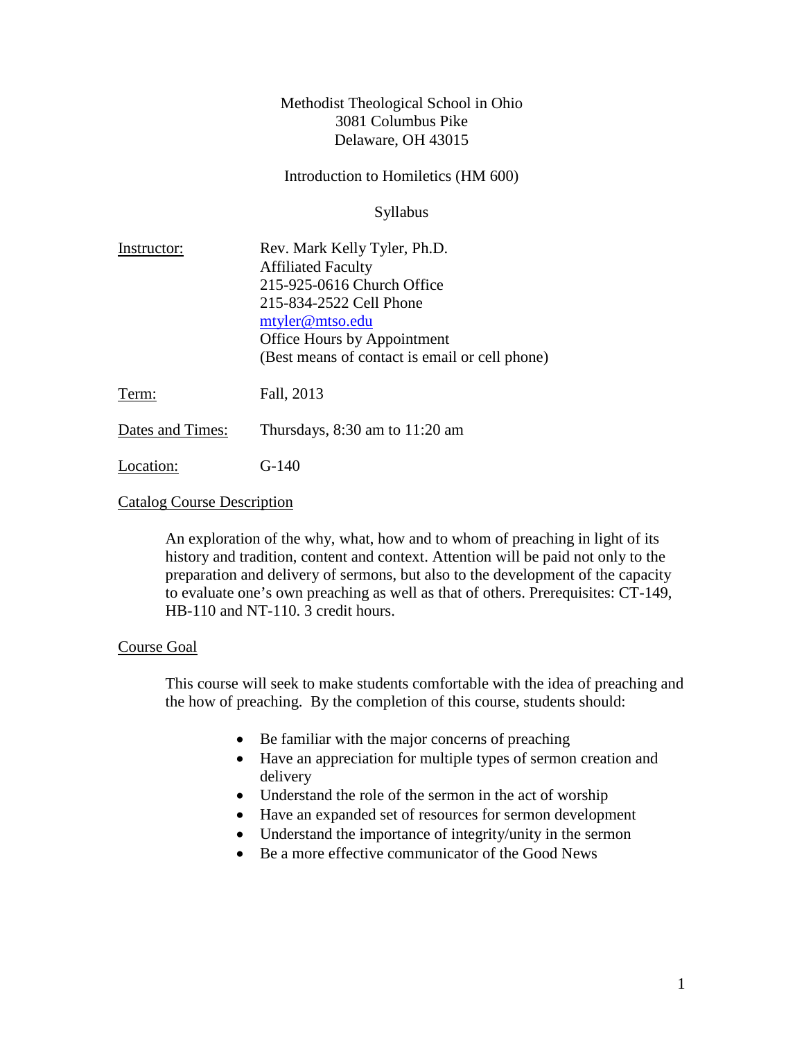Methodist Theological School in Ohio
3081 Columbus Pike
Delaware, OH 43015

Introduction to Homiletics (HM 600)

Syllabus

Instructor: Rev. Mark Kelly Tyler, Ph.D.
Affiliated Faculty
215-925-0616 Church Office
215-834-2522 Cell Phone
mtyler@mtso.edu
Office Hours by Appointment
(Best means of contact is email or cell phone)

Term: Fall, 2013

Dates and Times: Thursdays, 8:30 am to 11:20 am

Location: G-140

## Catalog Course Description

An exploration of the why, what, how and to whom of preaching in light of its history and tradition, content and context. Attention will be paid not only to the preparation and delivery of sermons, but also to the development of the capacity to evaluate one's own preaching as well as that of others. Prerequisites: CT-149, HB-110 and NT-110. 3 credit hours.

## Course Goal

This course will seek to make students comfortable with the idea of preaching and the how of preaching. By the completion of this course, students should:

- Be familiar with the major concerns of preaching
- Have an appreciation for multiple types of sermon creation and delivery
- Understand the role of the sermon in the act of worship
- Have an expanded set of resources for sermon development
- Understand the importance of integrity/unity in the sermon
- Be a more effective communicator of the Good News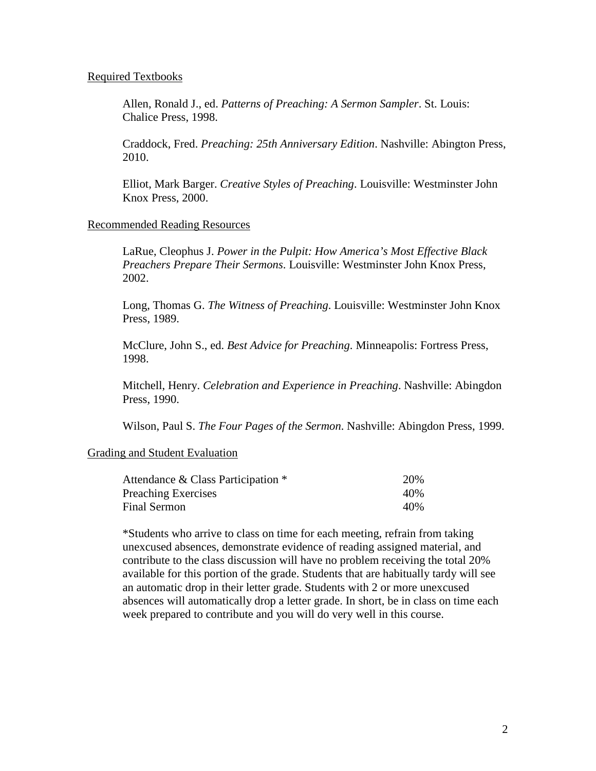## Required Textbooks

Allen, Ronald J., ed. *Patterns of Preaching: A Sermon Sampler*. St. Louis: Chalice Press, 1998.

Craddock, Fred. *Preaching: 25th Anniversary Edition*. Nashville: Abington Press, 2010.

Elliot, Mark Barger. *Creative Styles of Preaching*. Louisville: Westminster John Knox Press, 2000.

## Recommended Reading Resources

LaRue, Cleophus J. *Power in the Pulpit: How America's Most Effective Black Preachers Prepare Their Sermons*. Louisville: Westminster John Knox Press, 2002.

Long, Thomas G. *The Witness of Preaching*. Louisville: Westminster John Knox Press, 1989.

McClure, John S., ed. *Best Advice for Preaching*. Minneapolis: Fortress Press, 1998.

Mitchell, Henry. *Celebration and Experience in Preaching*. Nashville: Abingdon Press, 1990.

Wilson, Paul S. *The Four Pages of the Sermon*. Nashville: Abingdon Press, 1999.

## Grading and Student Evaluation

| Component | Weight |
|---|---|
| Attendance & Class Participation * | 20% |
| Preaching Exercises | 40% |
| Final Sermon | 40% |

*Students who arrive to class on time for each meeting, refrain from taking unexcused absences, demonstrate evidence of reading assigned material, and contribute to the class discussion will have no problem receiving the total 20% available for this portion of the grade. Students that are habitually tardy will see an automatic drop in their letter grade. Students with 2 or more unexcused absences will automatically drop a letter grade. In short, be in class on time each week prepared to contribute and you will do very well in this course.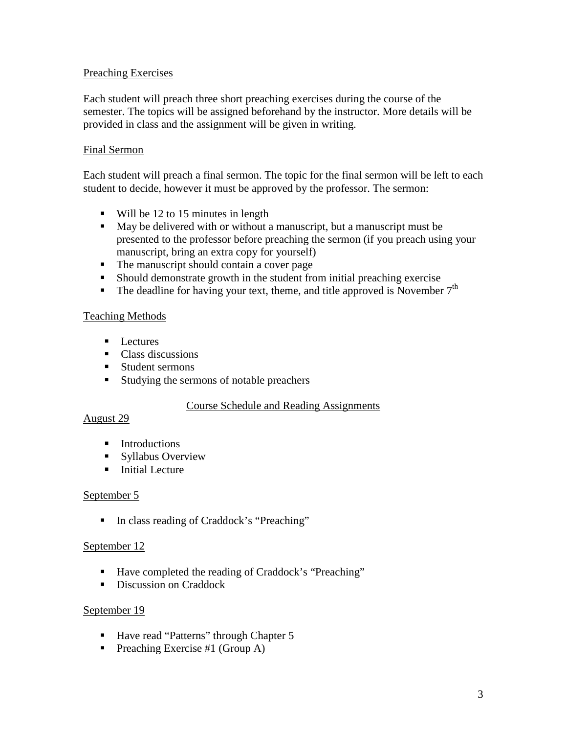## Preaching Exercises

Each student will preach three short preaching exercises during the course of the semester. The topics will be assigned beforehand by the instructor. More details will be provided in class and the assignment will be given in writing.

## Final Sermon

Each student will preach a final sermon. The topic for the final sermon will be left to each student to decide, however it must be approved by the professor. The sermon:

- Will be 12 to 15 minutes in length
- May be delivered with or without a manuscript, but a manuscript must be presented to the professor before preaching the sermon (if you preach using your manuscript, bring an extra copy for yourself)
- The manuscript should contain a cover page
- Should demonstrate growth in the student from initial preaching exercise
- The deadline for having your text, theme, and title approved is November 7th

## Teaching Methods

- Lectures
- Class discussions
- Student sermons
- Studying the sermons of notable preachers

## Course Schedule and Reading Assignments

### August 29

- Introductions
- Syllabus Overview
- Initial Lecture

### September 5

- In class reading of Craddock's "Preaching"

### September 12

- Have completed the reading of Craddock's "Preaching"
- Discussion on Craddock

### September 19

- Have read "Patterns" through Chapter 5
- Preaching Exercise #1 (Group A)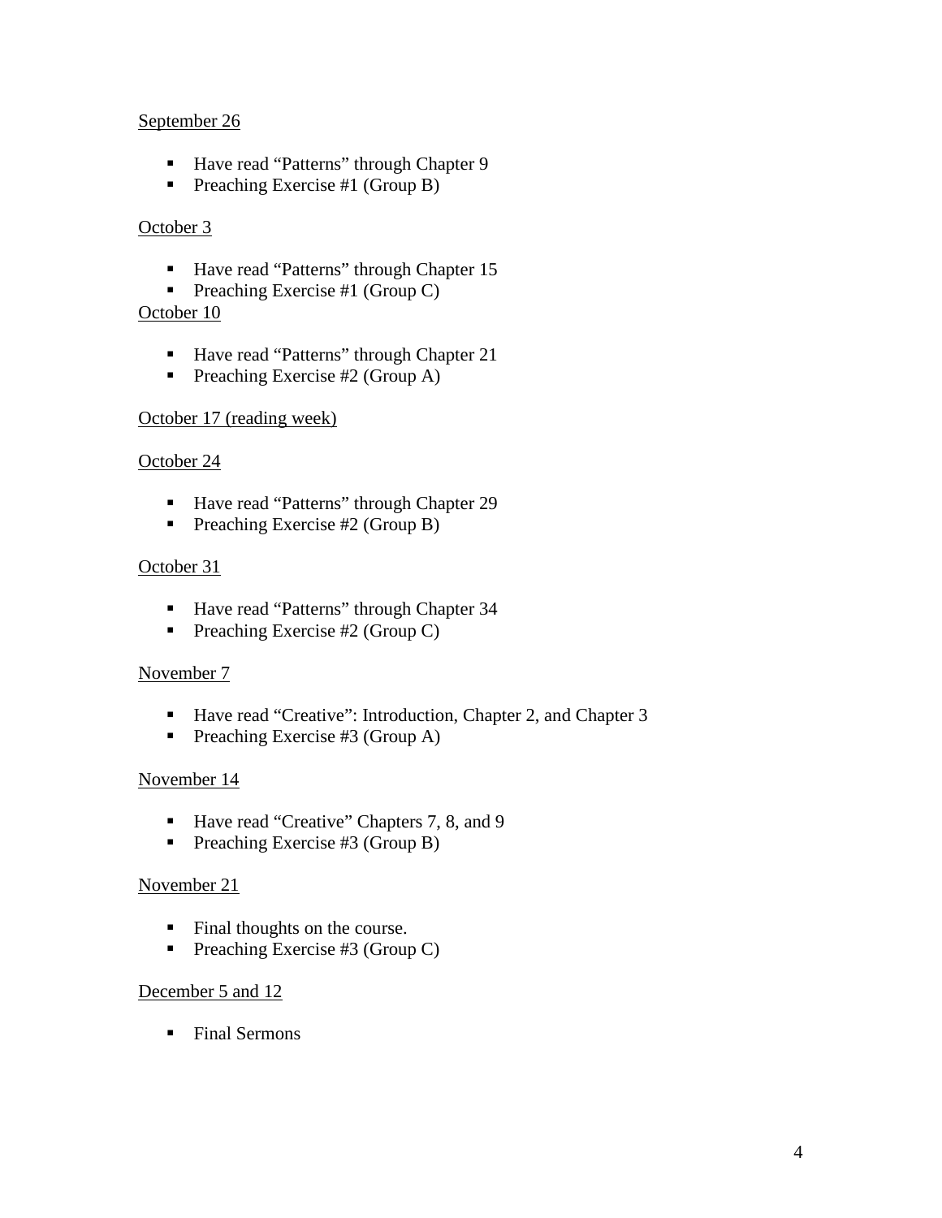<u>September 26</u>

- Have read “Patterns” through Chapter 9
- Preaching Exercise #1 (Group B)

<u>October 3</u>

- Have read “Patterns” through Chapter 15
- Preaching Exercise #1 (Group C)

<u>October 10</u>

- Have read “Patterns” through Chapter 21
- Preaching Exercise #2 (Group A)

<u>October 17 (reading week)</u>

<u>October 24</u>

- Have read “Patterns” through Chapter 29
- Preaching Exercise #2 (Group B)

<u>October 31</u>

- Have read “Patterns” through Chapter 34
- Preaching Exercise #2 (Group C)

<u>November 7</u>

- Have read “Creative”: Introduction, Chapter 2, and Chapter 3
- Preaching Exercise #3 (Group A)

<u>November 14</u>

- Have read “Creative” Chapters 7, 8, and 9
- Preaching Exercise #3 (Group B)

<u>November 21</u>

- Final thoughts on the course.
- Preaching Exercise #3 (Group C)

<u>December 5 and 12</u>

- Final Sermons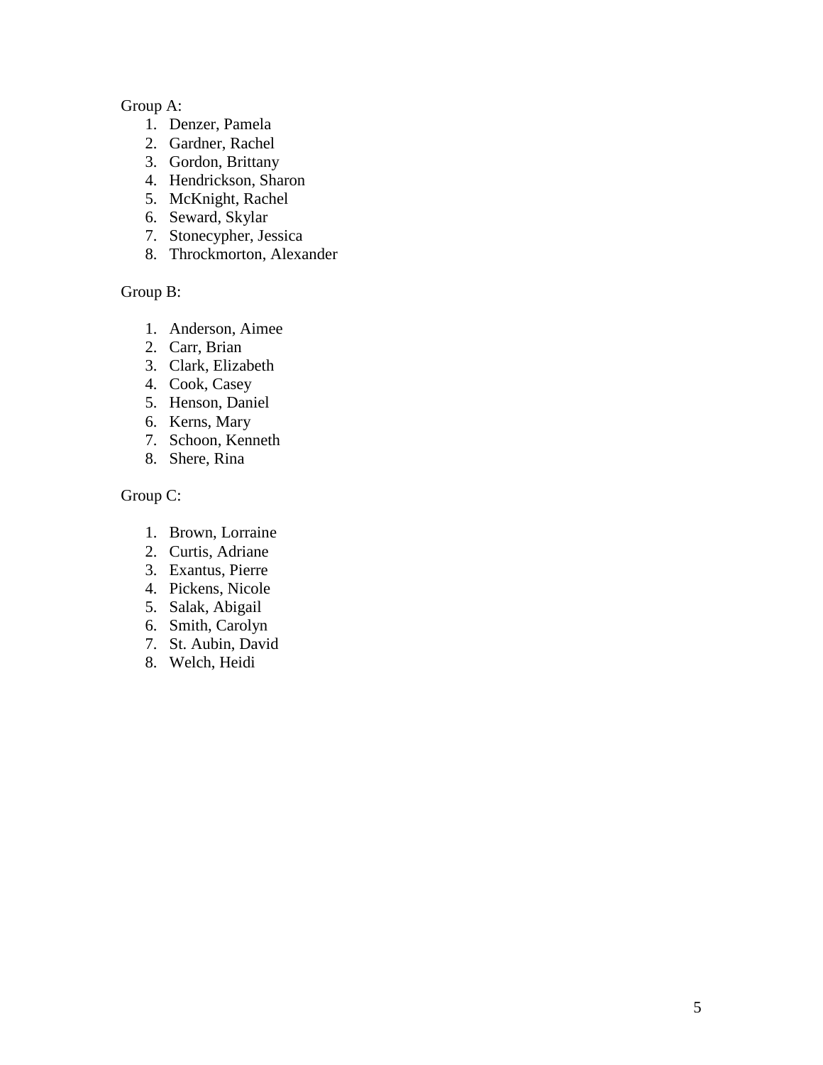Group A:

1. Denzer, Pamela
2. Gardner, Rachel
3. Gordon, Brittany
4. Hendrickson, Sharon
5. McKnight, Rachel
6. Seward, Skylar
7. Stonecypher, Jessica
8. Throckmorton, Alexander

Group B:

1. Anderson, Aimee
2. Carr, Brian
3. Clark, Elizabeth
4. Cook, Casey
5. Henson, Daniel
6. Kerns, Mary
7. Schoon, Kenneth
8. Shere, Rina

Group C:

1. Brown, Lorraine
2. Curtis, Adriane
3. Exantus, Pierre
4. Pickens, Nicole
5. Salak, Abigail
6. Smith, Carolyn
7. St. Aubin, David
8. Welch, Heidi